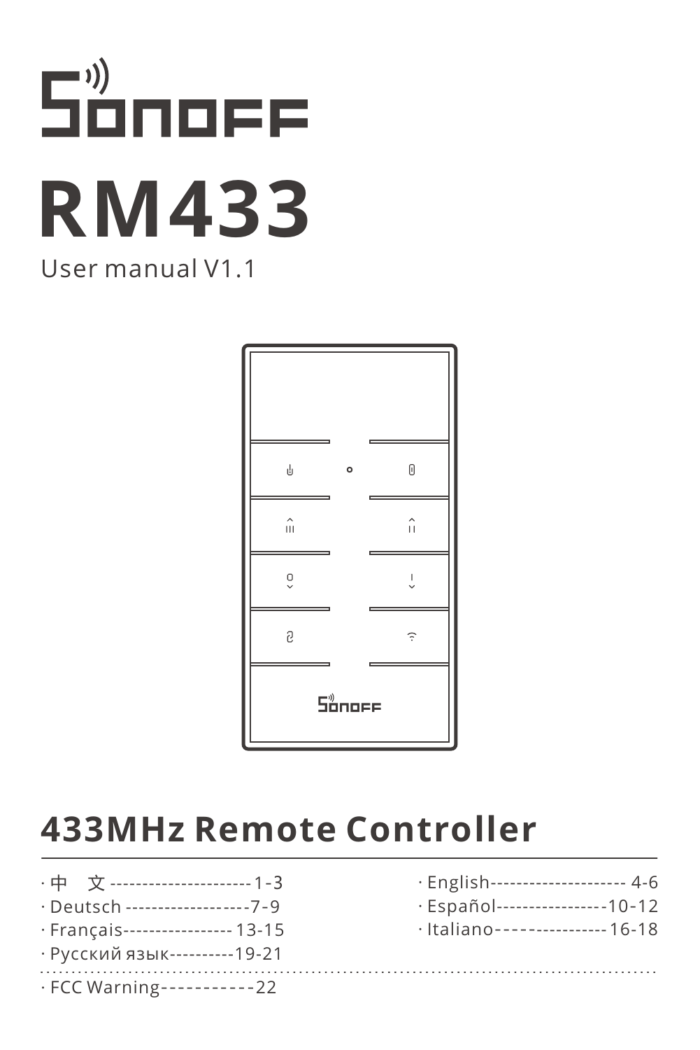# SONOFF

# RM433

User manual V1.1

## 433MHz Remote Controller

- 中　文 ----------------------- 1-3
- Deutsch ------------------- 7-9
- Français----------------- 13-15
- Русский язык---------- 19-21
- English--------------------- 4-6
- Español----------------- 10-12
- Italiano---------------- 16-18

- FCC Warning----------- 22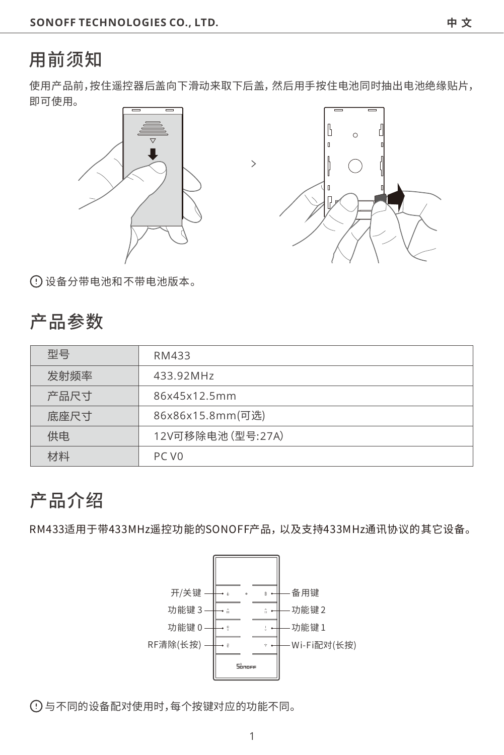# 用前须知

使用产品前，按住遥控器后盖向下滑动来取下后盖，然后用手按住电池同时抽出电池绝缘贴片，即可使用。

ⓘ 设备分带电池和不带电池版本。

# 产品参数

| 型号 | RM433 |
| --- | --- |
| 发射频率 | 433.92MHz |
| 产品尺寸 | 86x45x12.5mm |
| 底座尺寸 | 86x86x15.8mm(可选) |
| 供电 | 12V可移除电池 (型号:27A) |
| 材料 | PC V0 |

# 产品介绍

RM433适用于带433MHz遥控功能的SONOFF产品，以及支持433MHz通讯协议的其它设备。

- 开/关键
- 备用键
- 功能键 3
- 功能键 2
- 功能键 0
- 功能键 1
- RF清除(长按)
- Wi-Fi配对(长按)

ⓘ 与不同的设备配对使用时，每个按键对应的功能不同。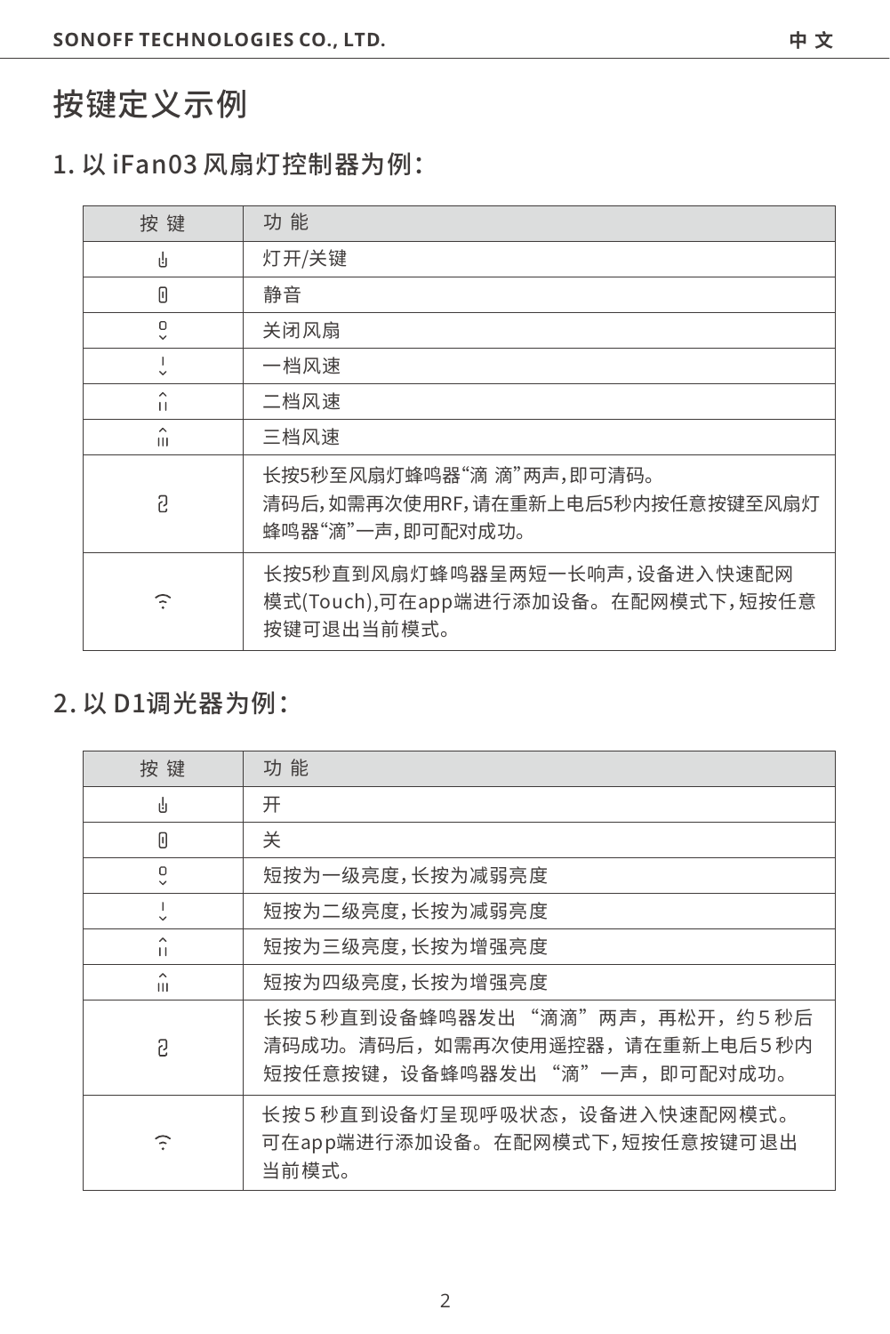# 按键定义示例

## 1. 以 iFan03 风扇灯控制器为例：

| 按 键 | 功 能 |
| --- | --- |
| ⏻ | 灯开/关键 |
| 🔇 | 静音 |
| 0 ⌄ | 关闭风扇 |
| I ⌄ | 一档风速 |
| ⌃ II | 二档风速 |
| ⌃ III | 三档风速 |
| ♻ | 长按5秒至风扇灯蜂鸣器“滴 滴”两声，即可清码。<br>清码后，如需再次使用RF，请在重新上电后5秒内按任意按键至风扇灯蜂鸣器“滴”一声，即可配对成功。 |
| ᯤ | 长按5秒直到风扇灯蜂鸣器呈两短一长响声，设备进入快速配网模式(Touch)，可在app端进行添加设备。在配网模式下，短按任意按键可退出当前模式。 |

## 2. 以 D1调光器为例：

| 按 键 | 功 能 |
| --- | --- |
| ⏻ | 开 |
| 🔇 | 关 |
| 0 ⌄ | 短按为一级亮度，长按为减弱亮度 |
| I ⌄ | 短按为二级亮度，长按为减弱亮度 |
| ⌃ II | 短按为三级亮度，长按为增强亮度 |
| ⌃ III | 短按为四级亮度，长按为增强亮度 |
| ♻ | 长按５秒直到设备蜂鸣器发出 “滴滴”两声，再松开，约５秒后清码成功。清码后，如需再次使用遥控器，请在重新上电后５秒内短按任意按键，设备蜂鸣器发出 “滴”一声，即可配对成功。 |
| ᯤ | 长按５秒直到设备灯呈现呼吸状态，设备进入快速配网模式。可在app端进行添加设备。在配网模式下，短按任意按键可退出当前模式。 |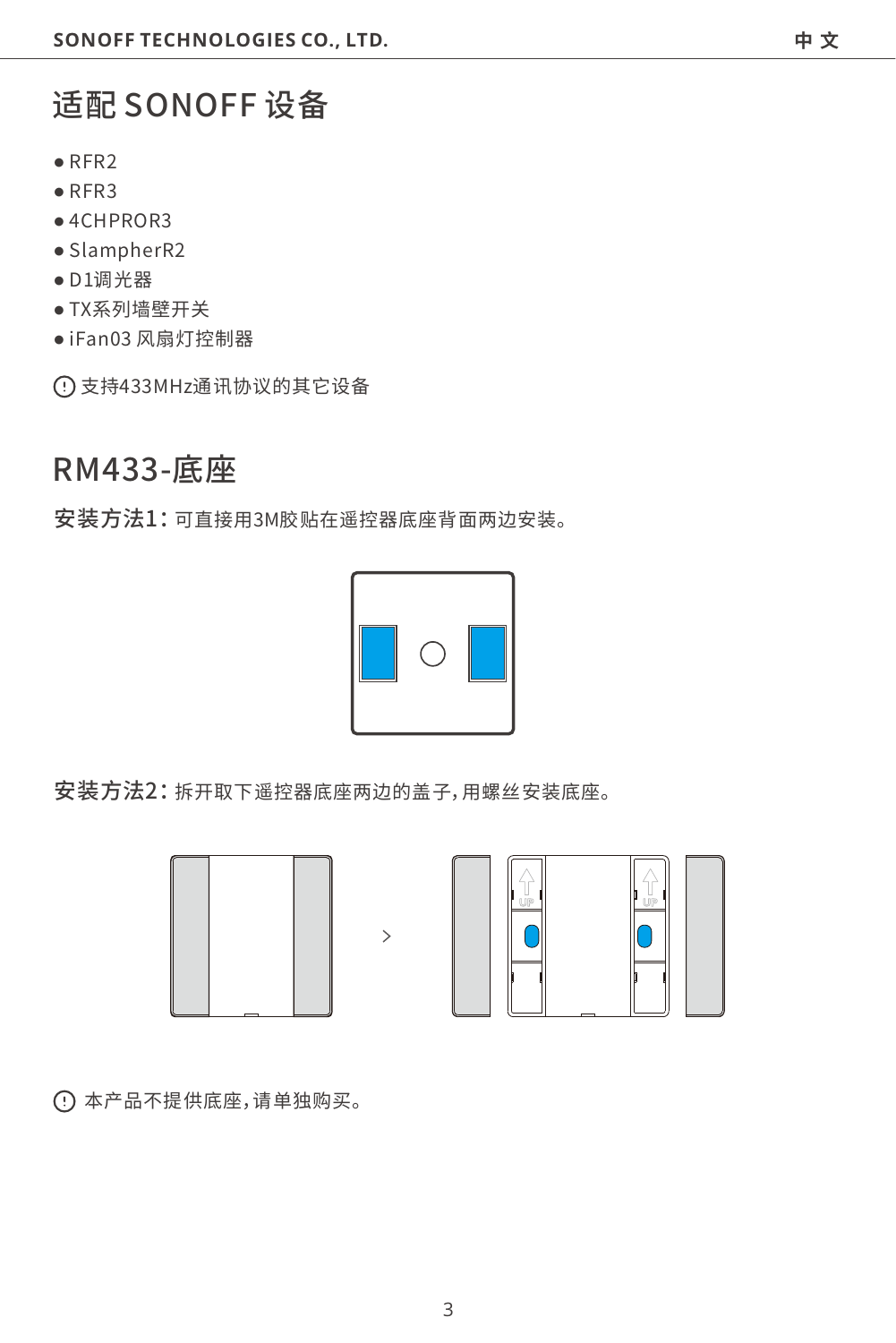## 适配 SONOFF 设备

- RFR2
- RFR3
- 4CHPROR3
- SlampherR2
- D1调光器
- TX系列墙壁开关
- iFan03 风扇灯控制器

ⓘ 支持433MHz通讯协议的其它设备

## RM433-底座

**安装方法1：** 可直接用3M胶贴在遥控器底座背面两边安装。

**安装方法2：** 拆开取下遥控器底座两边的盖子，用螺丝安装底座。

ⓘ 本产品不提供底座，请单独购买。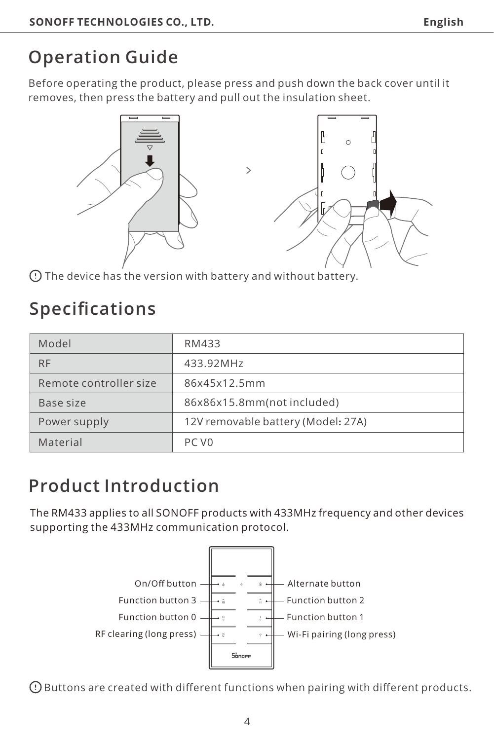## Operation Guide

Before operating the product, please press and push down the back cover until it removes, then press the battery and pull out the insulation sheet.

The device has the version with battery and without battery.

## Specifications

| Model | RM433 |
|---|---|
| RF | 433.92MHz |
| Remote controller size | 86x45x12.5mm |
| Base size | 86x86x15.8mm(not included) |
| Power supply | 12V removable battery (Model: 27A) |
| Material | PC V0 |

## Product Introduction

The RM433 applies to all SONOFF products with 433MHz frequency and other devices supporting the 433MHz communication protocol.

On/Off button
Function button 3
Function button 0
RF clearing (long press)
Alternate button
Function button 2
Function button 1
Wi-Fi pairing (long press)

Buttons are created with different functions when pairing with different products.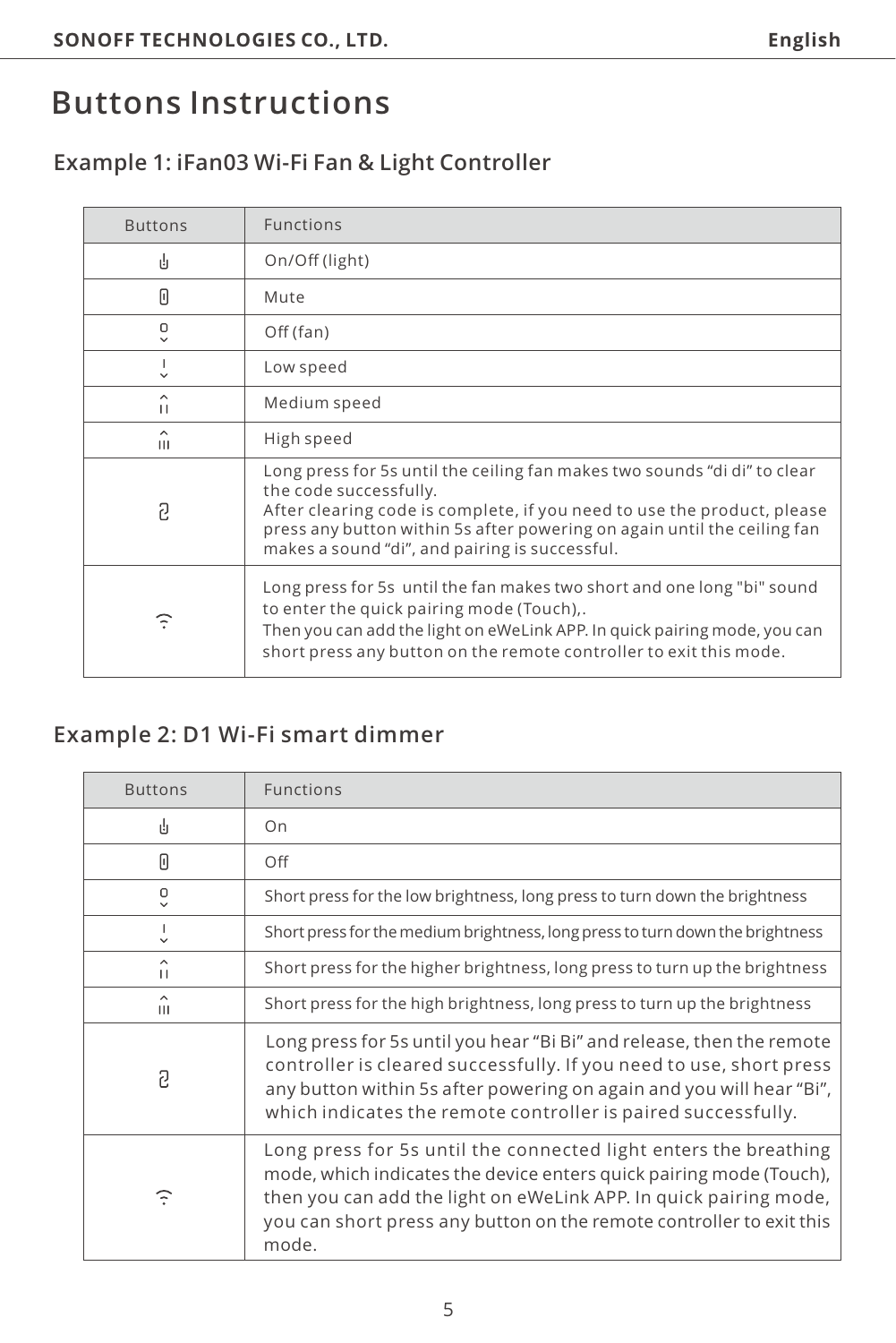# Buttons Instructions

## Example 1: iFan03 Wi-Fi Fan & Light Controller

| Buttons | Functions |
|---|---|
| ⏻ | On/Off (light) |
| 🔇 | Mute |
| 0 | Off (fan) |
| I | Low speed |
| II | Medium speed |
| III | High speed |
| ⚯ | Long press for 5s until the ceiling fan makes two sounds "di di" to clear the code successfully. After clearing code is complete, if you need to use the product, please press any button within 5s after powering on again until the ceiling fan makes a sound "di", and pairing is successful. |
| Wi-Fi | Long press for 5s until the fan makes two short and one long "bi" sound to enter the quick pairing mode (Touch),. Then you can add the light on eWeLink APP. In quick pairing mode, you can short press any button on the remote controller to exit this mode. |

## Example 2: D1 Wi-Fi smart dimmer

| Buttons | Functions |
|---|---|
| ⏻ | On |
| 🔇 | Off |
| 0 | Short press for the low brightness, long press to turn down the brightness |
| I | Short press for the medium brightness, long press to turn down the brightness |
| II | Short press for the higher brightness, long press to turn up the brightness |
| III | Short press for the high brightness, long press to turn up the brightness |
| ⚯ | Long press for 5s until you hear "Bi Bi" and release, then the remote controller is cleared successfully. If you need to use, short press any button within 5s after powering on again and you will hear "Bi", which indicates the remote controller is paired successfully. |
| Wi-Fi | Long press for 5s until the connected light enters the breathing mode, which indicates the device enters quick pairing mode (Touch), then you can add the light on eWeLink APP. In quick pairing mode, you can short press any button on the remote controller to exit this mode. |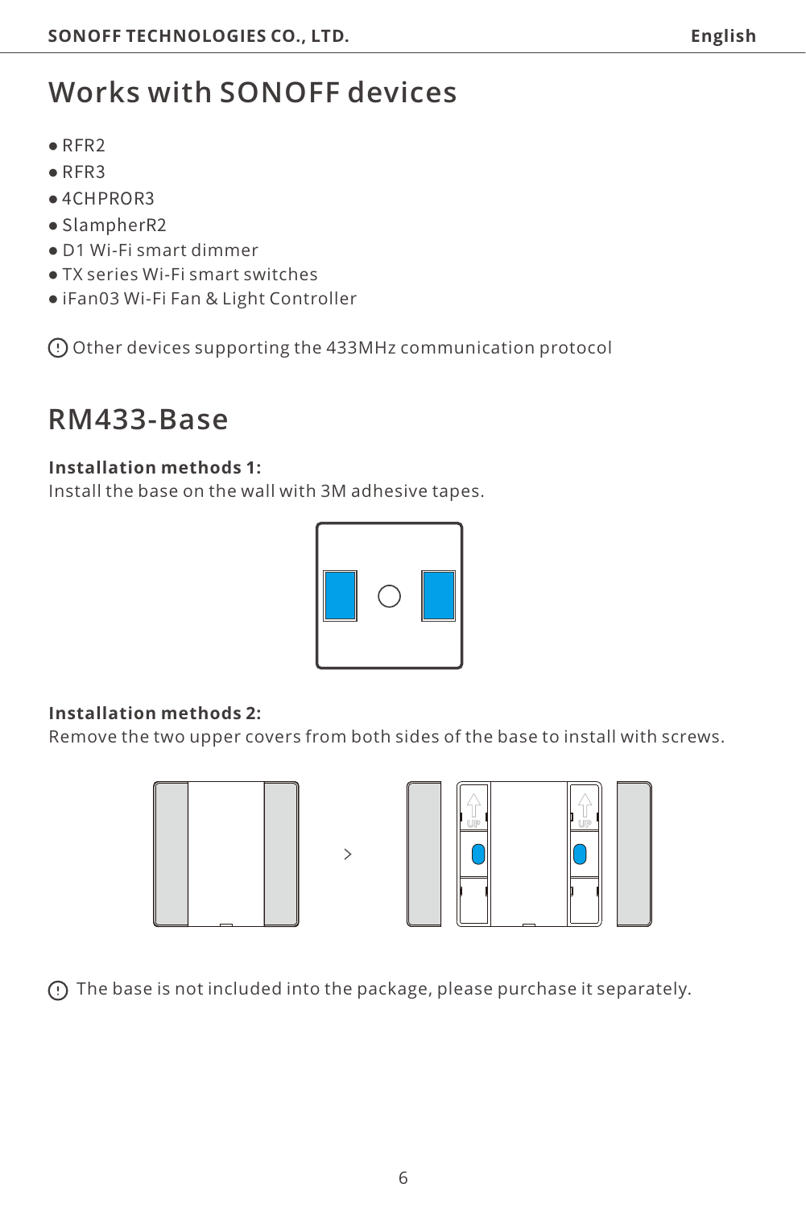# Works with SONOFF devices

- RFR2
- RFR3
- 4CHPROR3
- SlampherR2
- D1 Wi-Fi smart dimmer
- TX series Wi-Fi smart switches
- iFan03 Wi-Fi Fan & Light Controller

ⓘ Other devices supporting the 433MHz communication protocol

# RM433-Base

**Installation methods 1:**

Install the base on the wall with 3M adhesive tapes.

**Installation methods 2:**

Remove the two upper covers from both sides of the base to install with screws.

ⓘ The base is not included into the package, please purchase it separately.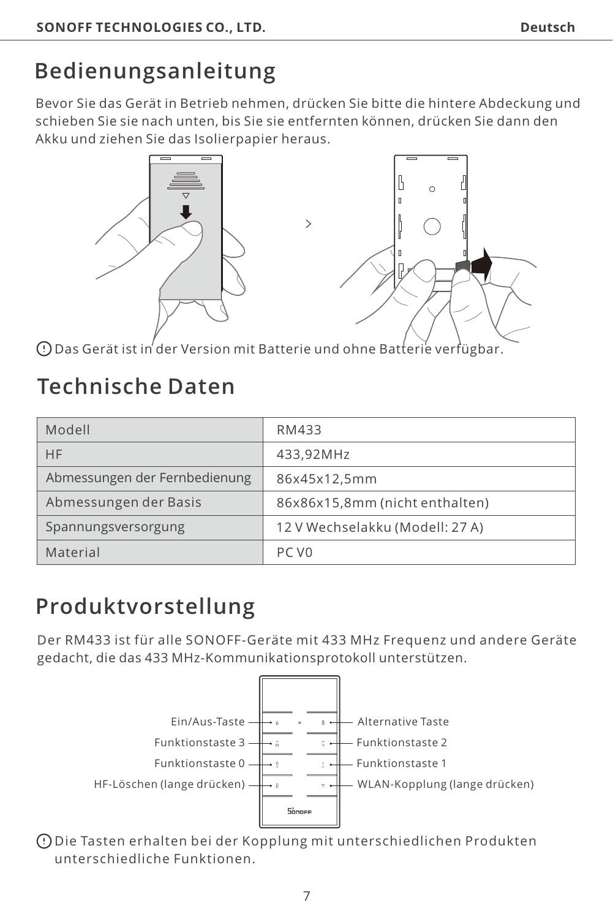# Bedienungsanleitung

Bevor Sie das Gerät in Betrieb nehmen, drücken Sie bitte die hintere Abdeckung und schieben Sie sie nach unten, bis Sie sie entfernten können, drücken Sie dann den Akku und ziehen Sie das Isolierpapier heraus.

Das Gerät ist in der Version mit Batterie und ohne Batterie verfügbar.

# Technische Daten

| Modell | RM433 |
| --- | --- |
| HF | 433,92MHz |
| Abmessungen der Fernbedienung | 86x45x12,5mm |
| Abmessungen der Basis | 86x86x15,8mm (nicht enthalten) |
| Spannungsversorgung | 12 V Wechselakku (Modell: 27 A) |
| Material | PC V0 |

# Produktvorstellung

Der RM433 ist für alle SONOFF-Geräte mit 433 MHz Frequenz und andere Geräte gedacht, die das 433 MHz-Kommunikationsprotokoll unterstützen.

- Ein/Aus-Taste
- Funktionstaste 3
- Funktionstaste 0
- HF-Löschen (lange drücken)
- Alternative Taste
- Funktionstaste 2
- Funktionstaste 1
- WLAN-Kopplung (lange drücken)

Die Tasten erhalten bei der Kopplung mit unterschiedlichen Produkten unterschiedliche Funktionen.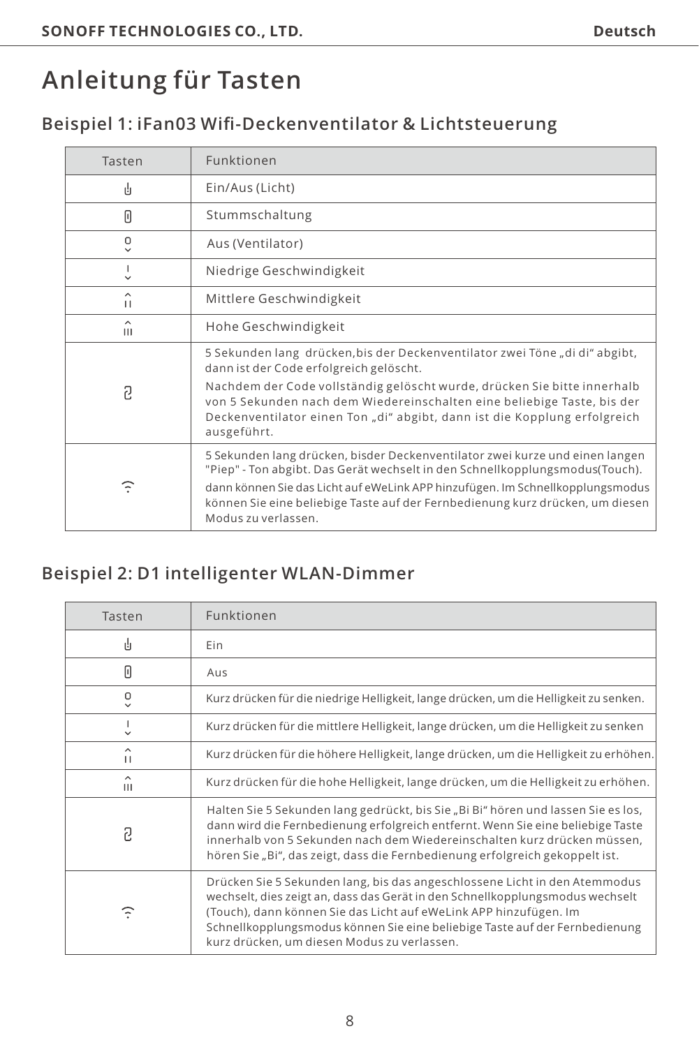# Anleitung für Tasten

## Beispiel 1: iFan03 Wifi-Deckenventilator & Lichtsteuerung

| Tasten | Funktionen |
| --- | --- |
| | Ein/Aus (Licht) |
| | Stummschaltung |
| | Aus (Ventilator) |
| | Niedrige Geschwindigkeit |
| | Mittlere Geschwindigkeit |
| | Hohe Geschwindigkeit |
| | 5 Sekunden lang drücken,bis der Deckenventilator zwei Töne „di di" abgibt, dann ist der Code erfolgreich gelöscht. Nachdem der Code vollständig gelöscht wurde, drücken Sie bitte innerhalb von 5 Sekunden nach dem Wiedereinschalten eine beliebige Taste, bis der Deckenventilator einen Ton „di" abgibt, dann ist die Kopplung erfolgreich ausgeführt. |
| | 5 Sekunden lang drücken, bisder Deckenventilator zwei kurze und einen langen "Piep" - Ton abgibt. Das Gerät wechselt in den Schnellkopplungsmodus(Touch). dann können Sie das Licht auf eWeLink APP hinzufügen. Im Schnellkopplungsmodus können Sie eine beliebige Taste auf der Fernbedienung kurz drücken, um diesen Modus zu verlassen. |

## Beispiel 2: D1 intelligenter WLAN-Dimmer

| Tasten | Funktionen |
| --- | --- |
| | Ein |
| | Aus |
| | Kurz drücken für die niedrige Helligkeit, lange drücken, um die Helligkeit zu senken. |
| | Kurz drücken für die mittlere Helligkeit, lange drücken, um die Helligkeit zu senken |
| | Kurz drücken für die höhere Helligkeit, lange drücken, um die Helligkeit zu erhöhen. |
| | Kurz drücken für die hohe Helligkeit, lange drücken, um die Helligkeit zu erhöhen. |
| | Halten Sie 5 Sekunden lang gedrückt, bis Sie „Bi Bi" hören und lassen Sie es los, dann wird die Fernbedienung erfolgreich entfernt. Wenn Sie eine beliebige Taste innerhalb von 5 Sekunden nach dem Wiedereinschalten kurz drücken müssen, hören Sie „Bi", das zeigt, dass die Fernbedienung erfolgreich gekoppelt ist. |
| | Drücken Sie 5 Sekunden lang, bis das angeschlossene Licht in den Atemmodus wechselt, dies zeigt an, dass das Gerät in den Schnellkopplungsmodus wechselt (Touch), dann können Sie das Licht auf eWeLink APP hinzufügen. Im Schnellkopplungsmodus können Sie eine beliebige Taste auf der Fernbedienung kurz drücken, um diesen Modus zu verlassen. |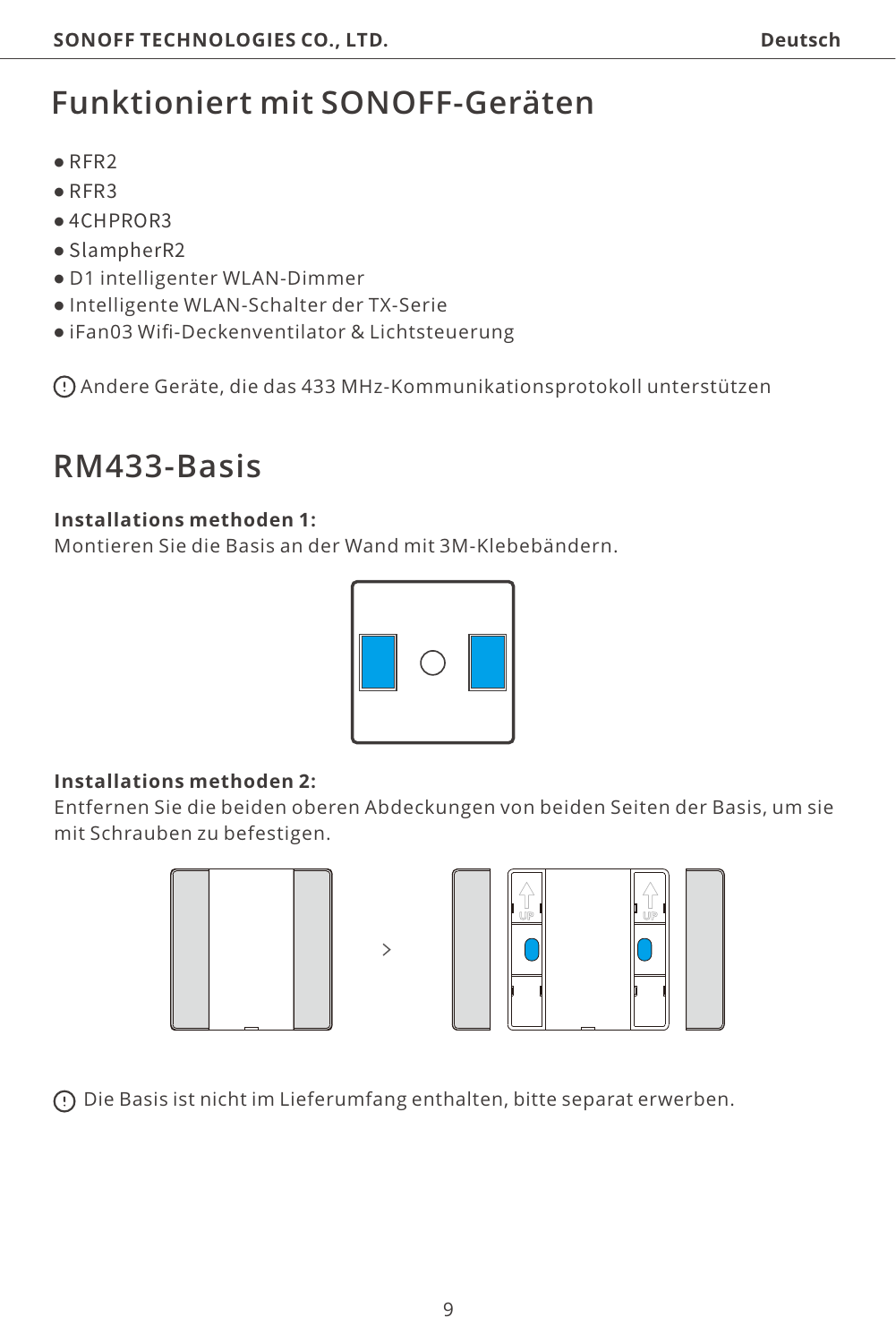# Funktioniert mit SONOFF-Geräten

- RFR2
- RFR3
- 4CHPROR3
- SlampherR2
- D1 intelligenter WLAN-Dimmer
- Intelligente WLAN-Schalter der TX-Serie
- iFan03 Wifi-Deckenventilator & Lichtsteuerung

Andere Geräte, die das 433 MHz-Kommunikationsprotokoll unterstützen

# RM433-Basis

**Installations methoden 1:**
Montieren Sie die Basis an der Wand mit 3M-Klebebändern.

**Installations methoden 2:**
Entfernen Sie die beiden oberen Abdeckungen von beiden Seiten der Basis, um sie mit Schrauben zu befestigen.

Die Basis ist nicht im Lieferumfang enthalten, bitte separat erwerben.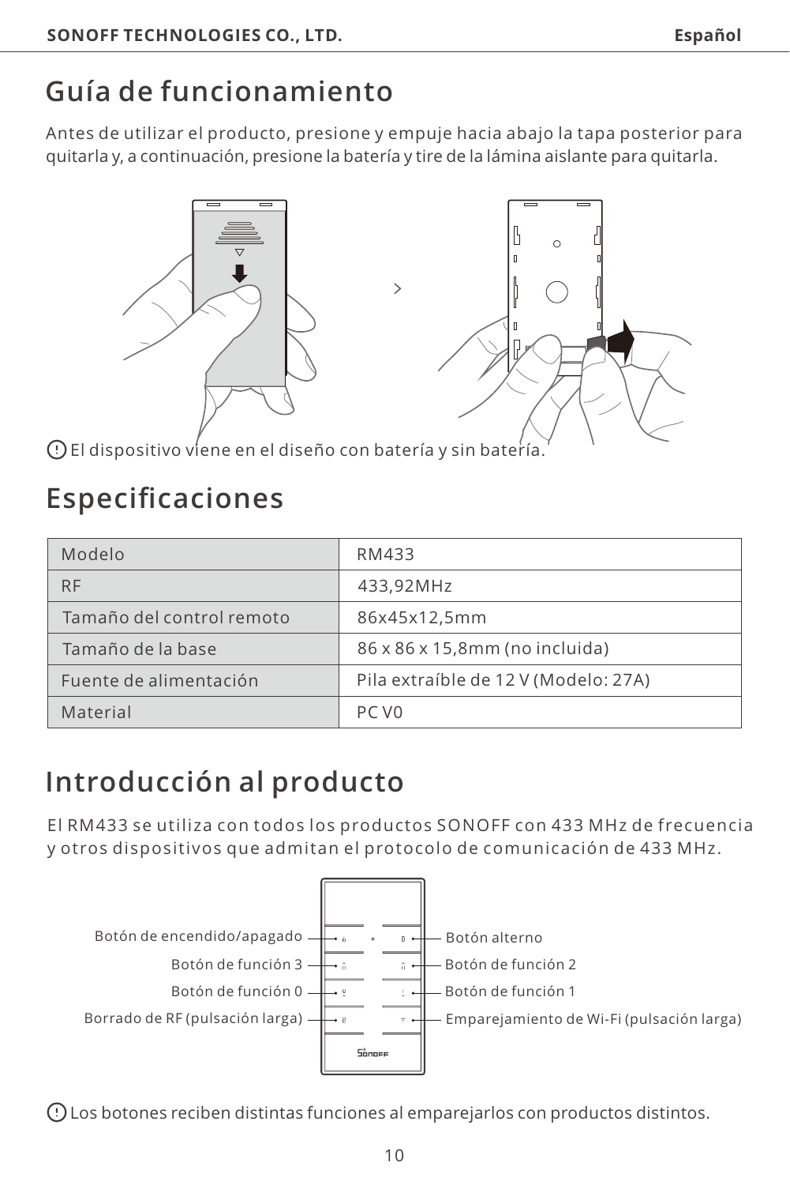# Guía de funcionamiento

Antes de utilizar el producto, presione y empuje hacia abajo la tapa posterior para quitarla y, a continuación, presione la batería y tire de la lámina aislante para quitarla.

ⓘ El dispositivo viene en el diseño con batería y sin batería.

# Especificaciones

| Modelo | RM433 |
| --- | --- |
| RF | 433,92MHz |
| Tamaño del control remoto | 86x45x12,5mm |
| Tamaño de la base | 86 x 86 x 15,8mm (no incluida) |
| Fuente de alimentación | Pila extraíble de 12 V (Modelo: 27A) |
| Material | PC V0 |

# Introducción al producto

El RM433 se utiliza con todos los productos SONOFF con 433 MHz de frecuencia y otros dispositivos que admitan el protocolo de comunicación de 433 MHz.

Botón de encendido/apagado

Botón alterno

Botón de función 3

Botón de función 2

Botón de función 0

Botón de función 1

Borrado de RF (pulsación larga)

Emparejamiento de Wi-Fi (pulsación larga)

ⓘ Los botones reciben distintas funciones al emparejarlos con productos distintos.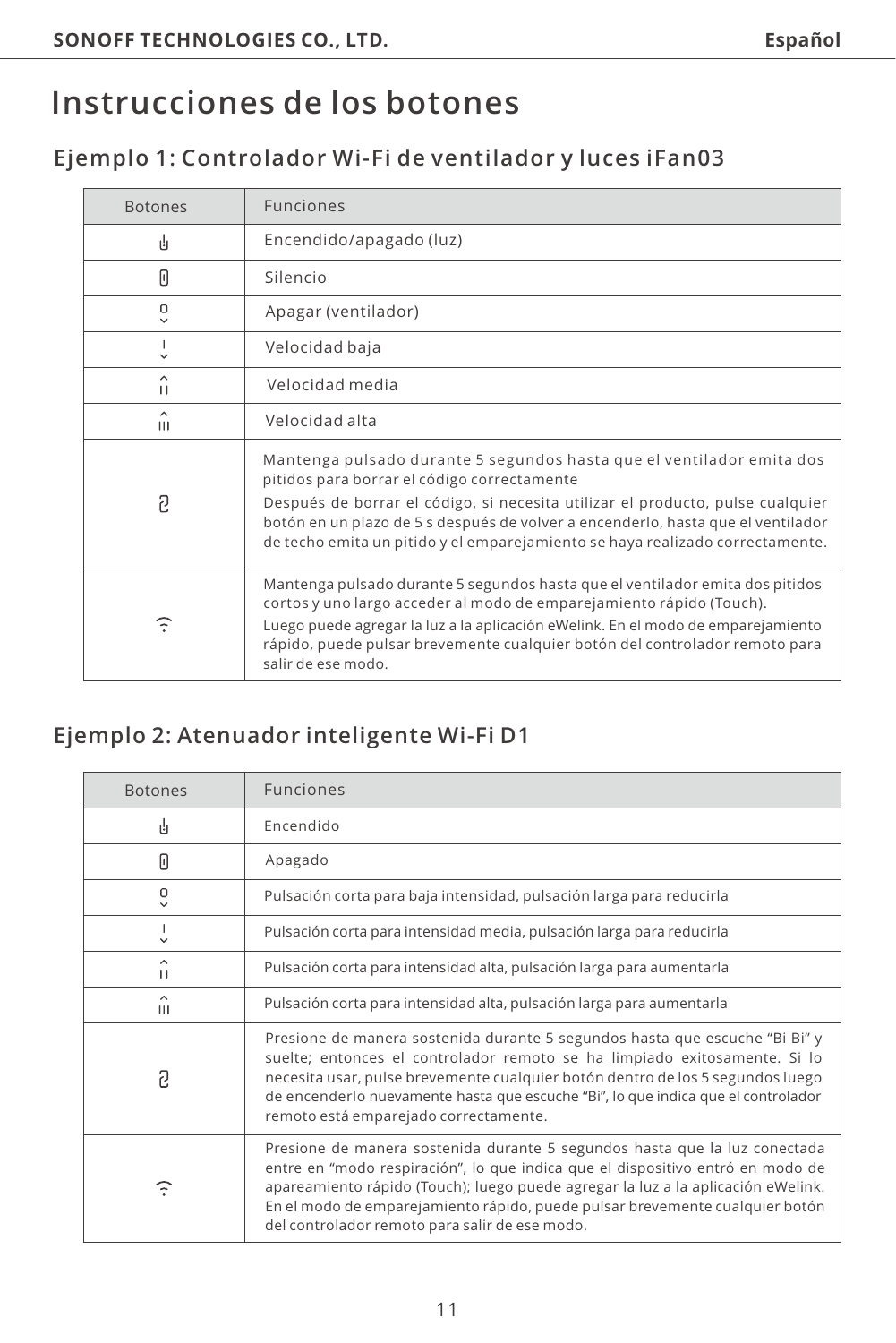# Instrucciones de los botones

## Ejemplo 1: Controlador Wi-Fi de ventilador y luces iFan03

| Botones | Funciones |
|---|---|
| ⏻ | Encendido/apagado (luz) |
| 🔇 | Silencio |
| 0 ⌄ | Apagar (ventilador) |
| I ⌄ | Velocidad baja |
| ⌃ II | Velocidad media |
| ⌃ III | Velocidad alta |
| ⌀ | Mantenga pulsado durante 5 segundos hasta que el ventilador emita dos pitidos para borrar el código correctamente<br>Después de borrar el código, si necesita utilizar el producto, pulse cualquier botón en un plazo de 5 s después de volver a encenderlo, hasta que el ventilador de techo emita un pitido y el emparejamiento se haya realizado correctamente. |
| Wi-Fi | Mantenga pulsado durante 5 segundos hasta que el ventilador emita dos pitidos cortos y uno largo acceder al modo de emparejamiento rápido (Touch).<br>Luego puede agregar la luz a la aplicación eWelink. En el modo de emparejamiento rápido, puede pulsar brevemente cualquier botón del controlador remoto para salir de ese modo. |

## Ejemplo 2: Atenuador inteligente Wi-Fi D1

| Botones | Funciones |
|---|---|
| ⏻ | Encendido |
| 🔇 | Apagado |
| 0 ⌄ | Pulsación corta para baja intensidad, pulsación larga para reducirla |
| I ⌄ | Pulsación corta para intensidad media, pulsación larga para reducirla |
| ⌃ II | Pulsación corta para intensidad alta, pulsación larga para aumentarla |
| ⌃ III | Pulsación corta para intensidad alta, pulsación larga para aumentarla |
| ⌀ | Presione de manera sostenida durante 5 segundos hasta que escuche "Bi Bi" y suelte; entonces el controlador remoto se ha limpiado exitosamente. Si lo necesita usar, pulse brevemente cualquier botón dentro de los 5 segundos luego de encenderlo nuevamente hasta que escuche "Bi", lo que indica que el controlador remoto está emparejado correctamente. |
| Wi-Fi | Presione de manera sostenida durante 5 segundos hasta que la luz conectada entre en "modo respiración", lo que indica que el dispositivo entró en modo de apareamiento rápido (Touch); luego puede agregar la luz a la aplicación eWelink. En el modo de emparejamiento rápido, puede pulsar brevemente cualquier botón del controlador remoto para salir de ese modo. |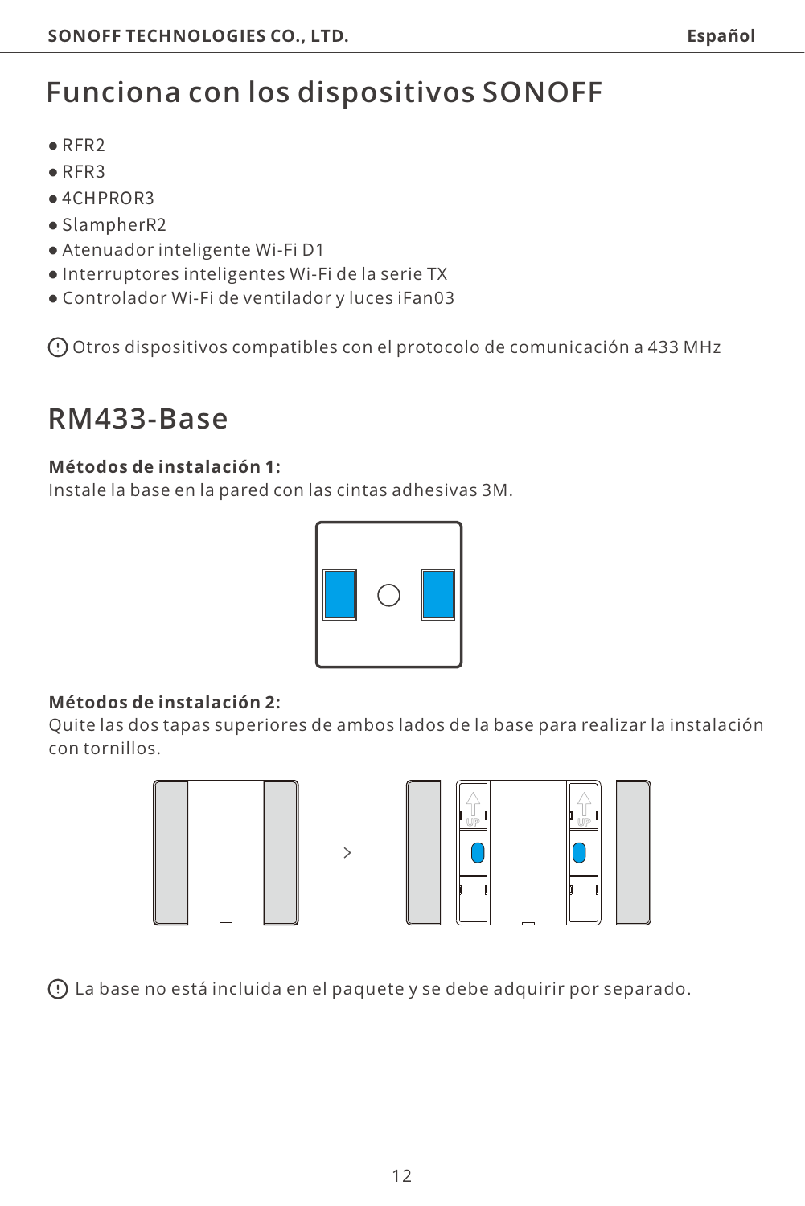# Funciona con los dispositivos SONOFF

- RFR2
- RFR3
- 4CHPROR3
- SlampherR2
- Atenuador inteligente Wi-Fi D1
- Interruptores inteligentes Wi-Fi de la serie TX
- Controlador Wi-Fi de ventilador y luces iFan03

ⓘ Otros dispositivos compatibles con el protocolo de comunicación a 433 MHz

# RM433-Base

**Métodos de instalación 1:**
Instale la base en la pared con las cintas adhesivas 3M.

**Métodos de instalación 2:**
Quite las dos tapas superiores de ambos lados de la base para realizar la instalación con tornillos.

ⓘ La base no está incluida en el paquete y se debe adquirir por separado.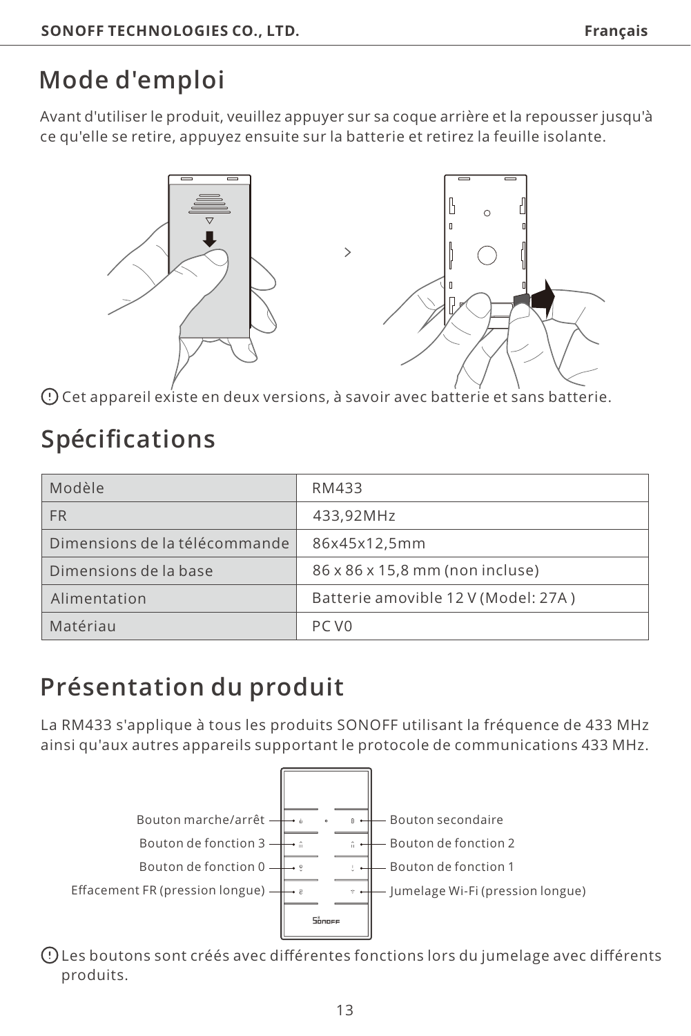# Mode d'emploi

Avant d'utiliser le produit, veuillez appuyer sur sa coque arrière et la repousser jusqu'à ce qu'elle se retire, appuyez ensuite sur la batterie et retirez la feuille isolante.

Cet appareil existe en deux versions, à savoir avec batterie et sans batterie.

# Spécifications

| Modèle | RM433 |
|---|---|
| FR | 433,92MHz |
| Dimensions de la télécommande | 86x45x12,5mm |
| Dimensions de la base | 86 x 86 x 15,8 mm (non incluse) |
| Alimentation | Batterie amovible 12 V (Model: 27A ) |
| Matériau | PC V0 |

# Présentation du produit

La RM433 s'applique à tous les produits SONOFF utilisant la fréquence de 433 MHz ainsi qu'aux autres appareils supportant le protocole de communications 433 MHz.

Bouton marche/arrêt

Bouton de fonction 3

Bouton de fonction 0

Effacement FR (pression longue)

Bouton secondaire

Bouton de fonction 2

Bouton de fonction 1

Jumelage Wi-Fi (pression longue)

Les boutons sont créés avec différentes fonctions lors du jumelage avec différents produits.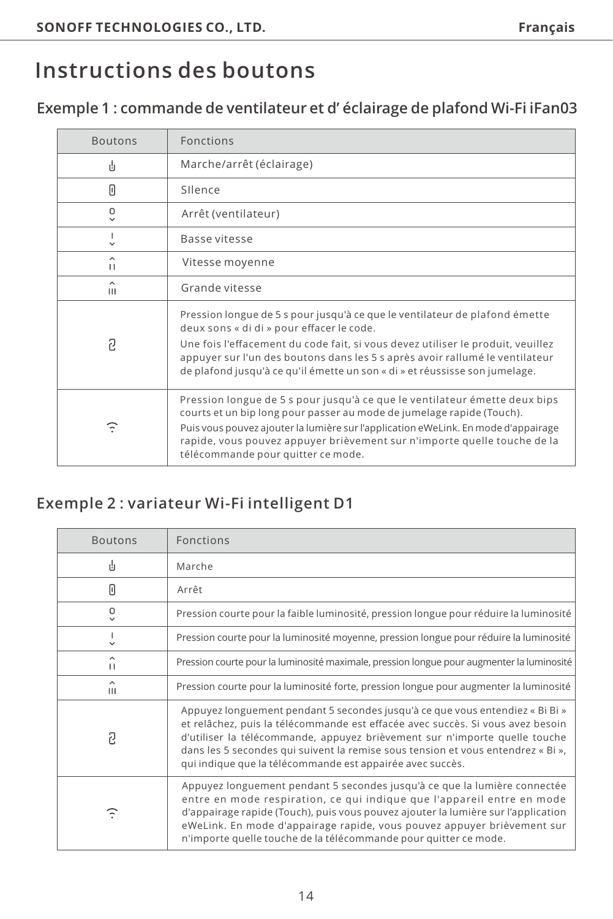# Instructions des boutons

## Exemple 1 : commande de ventilateur et d’ éclairage de plafond Wi-Fi iFan03

| Boutons | Fonctions |
|---|---|
| ⏻ | Marche/arrêt (éclairage) |
| ▯ | SIlence |
| O ⌄ | Arrêt (ventilateur) |
| I ⌄ | Basse vitesse |
| ⌃ II | Vitesse moyenne |
| ⌃ III | Grande vitesse |
| ♫ | Pression longue de 5 s pour jusqu'à ce que le ventilateur de plafond émette deux sons « di di » pour effacer le code.<br>Une fois l'effacement du code fait, si vous devez utiliser le produit, veuillez appuyer sur l'un des boutons dans les 5 s après avoir rallumé le ventilateur de plafond jusqu'à ce qu'il émette un son « di » et réussisse son jumelage. |
| Wi-Fi | Pression longue de 5 s pour jusqu'à ce que le ventilateur émette deux bips courts et un bip long pour passer au mode de jumelage rapide (Touch).<br>Puis vous pouvez ajouter la lumière sur l’application eWeLink. En mode d'appairage rapide, vous pouvez appuyer brièvement sur n'importe quelle touche de la télécommande pour quitter ce mode. |

## Exemple 2 : variateur Wi-Fi intelligent D1

| Boutons | Fonctions |
|---|---|
| ⏻ | Marche |
| ▯ | Arrêt |
| O ⌄ | Pression courte pour la faible luminosité, pression longue pour réduire la luminosité |
| I ⌄ | Pression courte pour la luminosité moyenne, pression longue pour réduire la luminosité |
| ⌃ II | Pression courte pour la luminosité maximale, pression longue pour augmenter la luminosité |
| ⌃ III | Pression courte pour la luminosité forte, pression longue pour augmenter la luminosité |
| ♫ | Appuyez longuement pendant 5 secondes jusqu'à ce que vous entendiez « Bi Bi » et relâchez, puis la télécommande est effacée avec succès. Si vous avez besoin d'utiliser la télécommande, appuyez brièvement sur n'importe quelle touche dans les 5 secondes qui suivent la remise sous tension et vous entendrez « Bi », qui indique que la télécommande est appairée avec succès. |
| Wi-Fi | Appuyez longuement pendant 5 secondes jusqu'à ce que la lumière connectée entre en mode respiration, ce qui indique que l'appareil entre en mode d'appairage rapide (Touch), puis vous pouvez ajouter la lumière sur l’application eWeLink. En mode d'appairage rapide, vous pouvez appuyer brièvement sur n'importe quelle touche de la télécommande pour quitter ce mode. |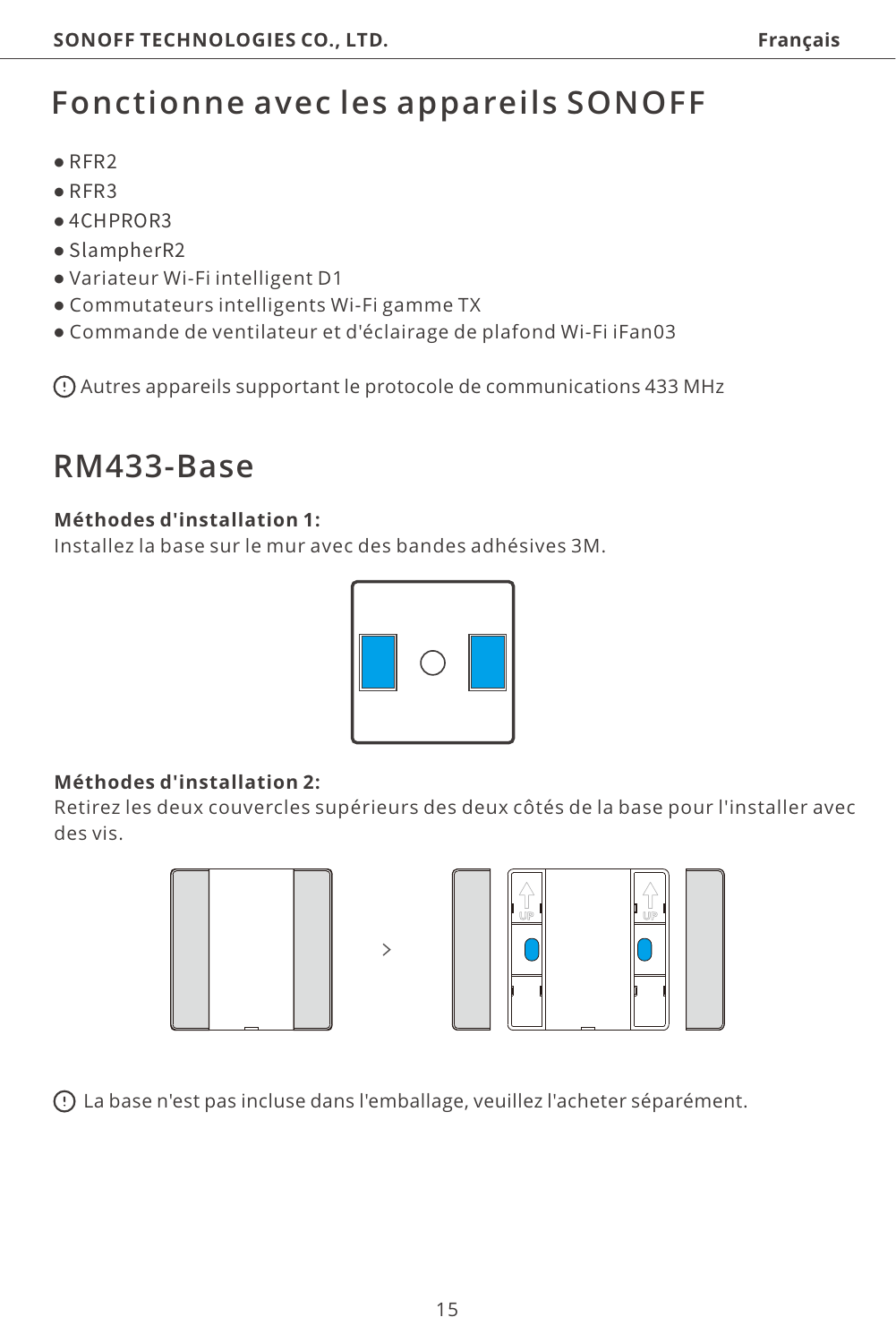# Fonctionne avec les appareils SONOFF

- RFR2
- RFR3
- 4CHPROR3
- SlampherR2
- Variateur Wi-Fi intelligent D1
- Commutateurs intelligents Wi-Fi gamme TX
- Commande de ventilateur et d'éclairage de plafond Wi-Fi iFan03

ⓘ Autres appareils supportant le protocole de communications 433 MHz

# RM433-Base

**Méthodes d'installation 1:**
Installez la base sur le mur avec des bandes adhésives 3M.

**Méthodes d'installation 2:**
Retirez les deux couvercles supérieurs des deux côtés de la base pour l'installer avec des vis.

ⓘ La base n'est pas incluse dans l'emballage, veuillez l'acheter séparément.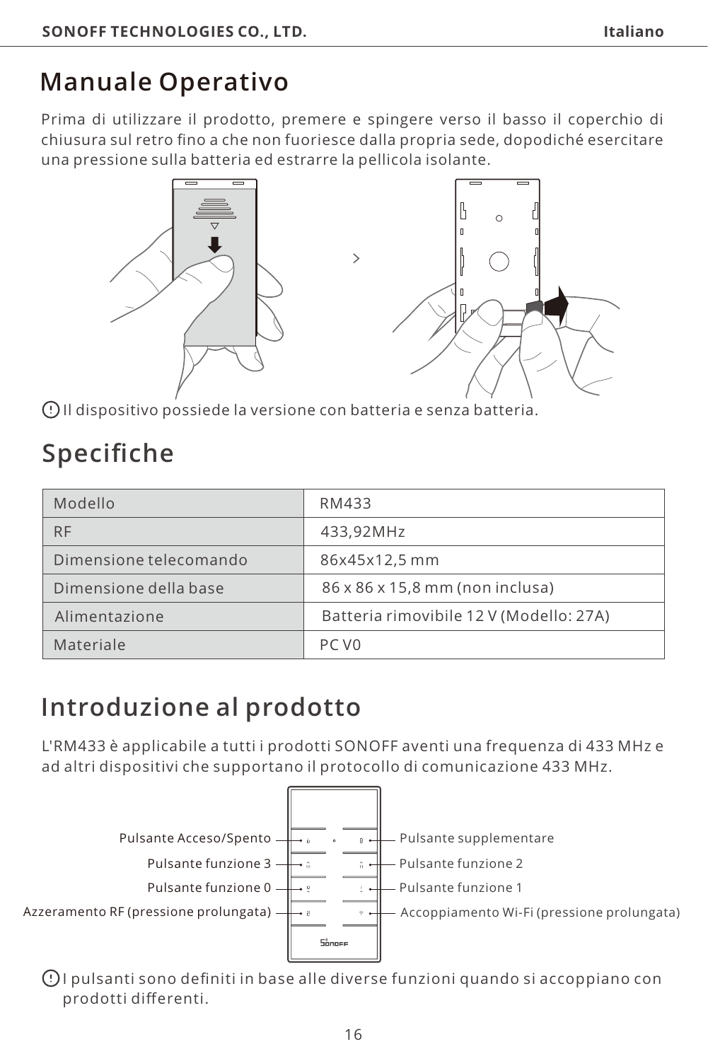# Manuale Operativo

Prima di utilizzare il prodotto, premere e spingere verso il basso il coperchio di chiusura sul retro fino a che non fuoriesce dalla propria sede, dopodiché esercitare una pressione sulla batteria ed estrarre la pellicola isolante.

Il dispositivo possiede la versione con batteria e senza batteria.

## Specifiche

| Modello | RM433 |
|---|---|
| RF | 433,92MHz |
| Dimensione telecomando | 86x45x12,5 mm |
| Dimensione della base | 86 x 86 x 15,8 mm (non inclusa) |
| Alimentazione | Batteria rimovibile 12 V (Modello: 27A) |
| Materiale | PC V0 |

## Introduzione al prodotto

L'RM433 è applicabile a tutti i prodotti SONOFF aventi una frequenza di 433 MHz e ad altri dispositivi che supportano il protocollo di comunicazione 433 MHz.

Pulsante Acceso/Spento
Pulsante supplementare
Pulsante funzione 3
Pulsante funzione 2
Pulsante funzione 0
Pulsante funzione 1
Azzeramento RF (pressione prolungata)
Accoppiamento Wi-Fi (pressione prolungata)

I pulsanti sono definiti in base alle diverse funzioni quando si accoppiano con prodotti differenti.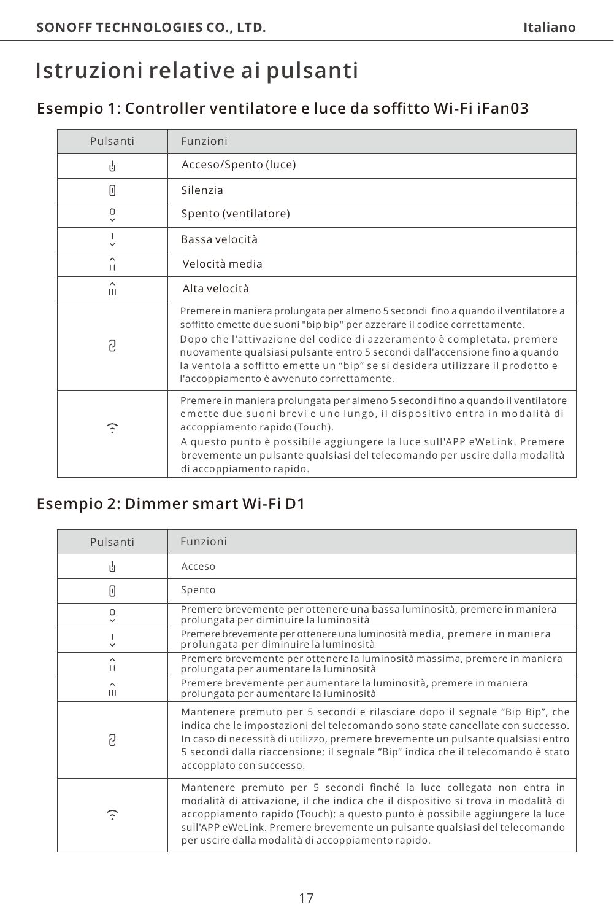# Istruzioni relative ai pulsanti

## Esempio 1: Controller ventilatore e luce da soffitto Wi-Fi iFan03

| Pulsanti | Funzioni |
| --- | --- |
| ⏻ | Acceso/Spento (luce) |
| 🔇 | Silenzia |
| 0 | Spento (ventilatore) |
| I | Bassa velocità |
| II | Velocità media |
| III | Alta velocità |
| ↺ | Premere in maniera prolungata per almeno 5 secondi fino a quando il ventilatore a soffitto emette due suoni "bip bip" per azzerare il codice correttamente. Dopo che l'attivazione del codice di azzeramento è completata, premere nuovamente qualsiasi pulsante entro 5 secondi dall'accensione fino a quando la ventola a soffitto emette un "bip" se si desidera utilizzare il prodotto e l'accoppiamento è avvenuto correttamente. |
| Wi-Fi | Premere in maniera prolungata per almeno 5 secondi fino a quando il ventilatore emette due suoni brevi e uno lungo, il dispositivo entra in modalità di accoppiamento rapido (Touch). A questo punto è possibile aggiungere la luce sull'APP eWeLink. Premere brevemente un pulsante qualsiasi del telecomando per uscire dalla modalità di accoppiamento rapido. |

## Esempio 2: Dimmer smart Wi-Fi D1

| Pulsanti | Funzioni |
| --- | --- |
| ⏻ | Acceso |
| 🔇 | Spento |
| 0 | Premere brevemente per ottenere una bassa luminosità, premere in maniera prolungata per diminuire la luminosità |
| I | Premere brevemente per ottenere una luminosità media, premere in maniera prolungata per diminuire la luminosità |
| II | Premere brevemente per ottenere la luminosità massima, premere in maniera prolungata per aumentare la luminosità |
| III | Premere brevemente per aumentare la luminosità, premere in maniera prolungata per aumentare la luminosità |
| ↺ | Mantenere premuto per 5 secondi e rilasciare dopo il segnale "Bip Bip", che indica che le impostazioni del telecomando sono state cancellate con successo. In caso di necessità di utilizzo, premere brevemente un pulsante qualsiasi entro 5 secondi dalla riaccensione; il segnale "Bip" indica che il telecomando è stato accoppiato con successo. |
| Wi-Fi | Mantenere premuto per 5 secondi finché la luce collegata non entra in modalità di attivazione, il che indica che il dispositivo si trova in modalità di accoppiamento rapido (Touch); a questo punto è possibile aggiungere la luce sull'APP eWeLink. Premere brevemente un pulsante qualsiasi del telecomando per uscire dalla modalità di accoppiamento rapido. |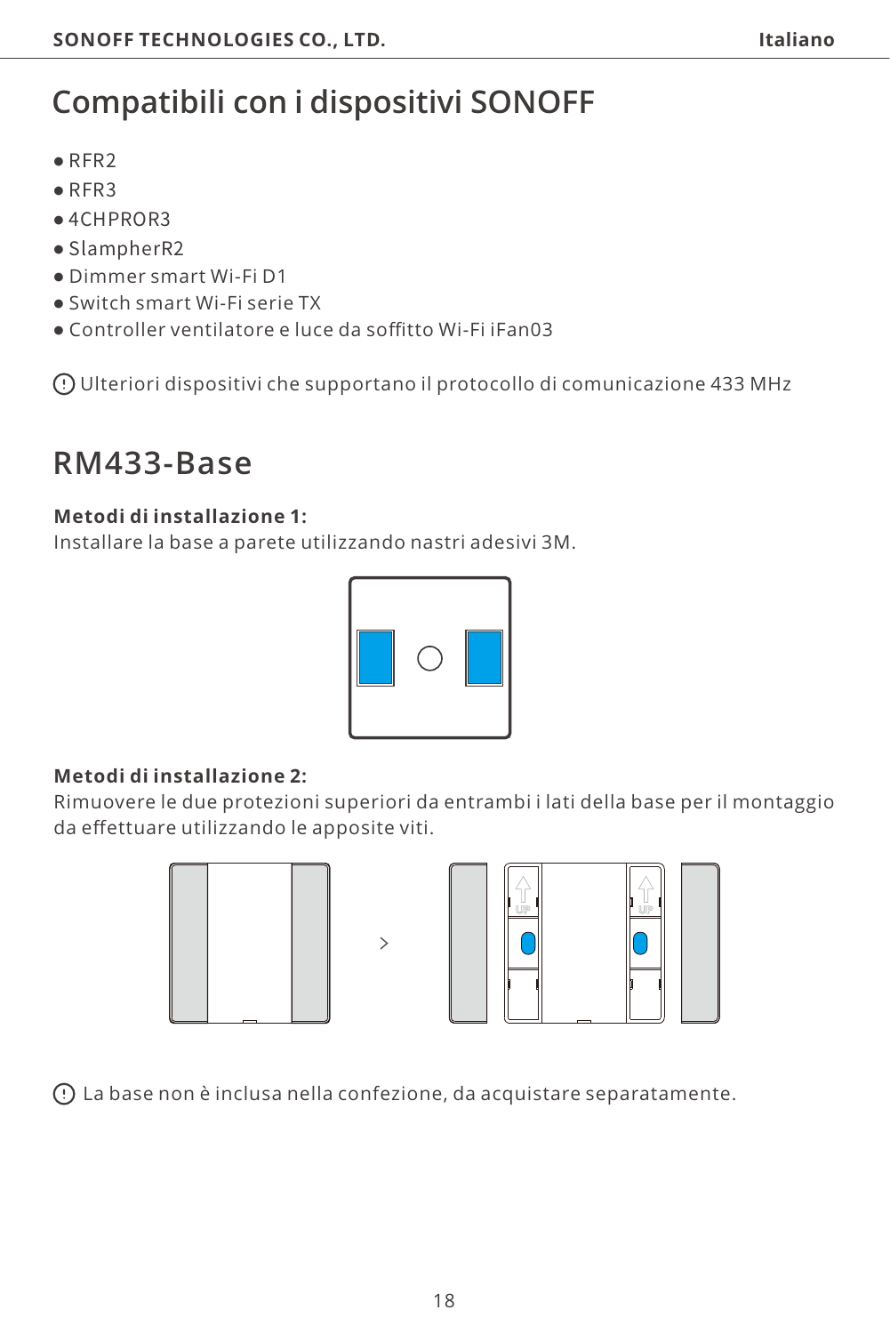# Compatibili con i dispositivi SONOFF

- RFR2
- RFR3
- 4CHPROR3
- SlampherR2
- Dimmer smart Wi-Fi D1
- Switch smart Wi-Fi serie TX
- Controller ventilatore e luce da soffitto Wi-Fi iFan03

(!) Ulteriori dispositivi che supportano il protocollo di comunicazione 433 MHz

# RM433-Base

**Metodi di installazione 1:**
Installare la base a parete utilizzando nastri adesivi 3M.

**Metodi di installazione 2:**
Rimuovere le due protezioni superiori da entrambi i lati della base per il montaggio da effettuare utilizzando le apposite viti.

(!) La base non è inclusa nella confezione, da acquistare separatamente.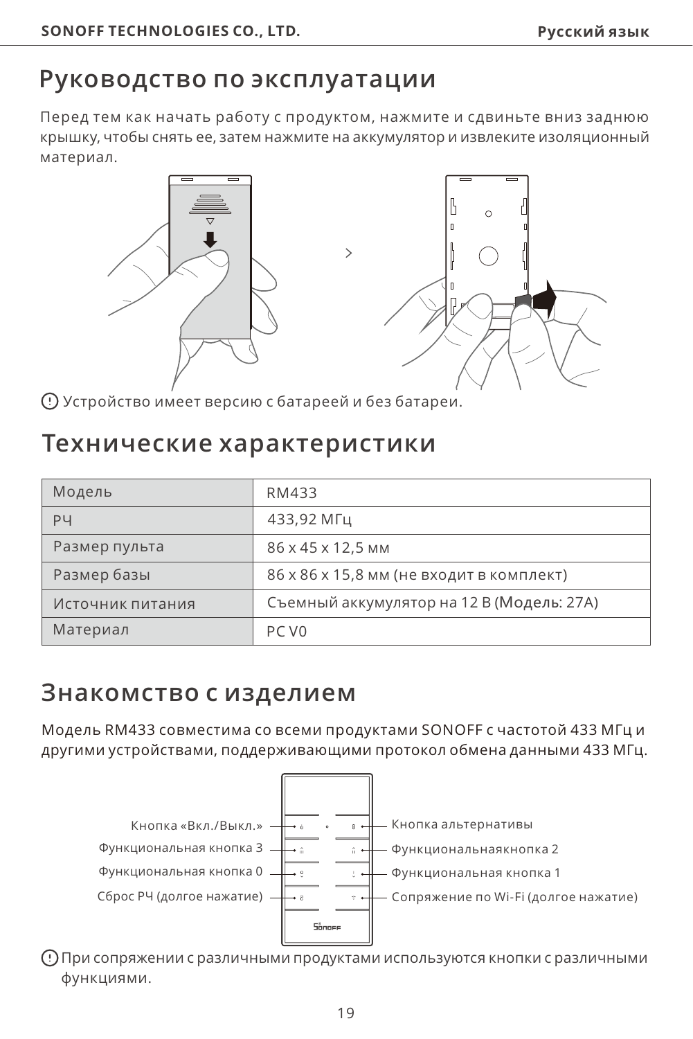# Руководство по эксплуатации

Перед тем как начать работу с продуктом, нажмите и сдвиньте вниз заднюю крышку, чтобы снять ее, затем нажмите на аккумулятор и извлеките изоляционный материал.

Устройство имеет версию с батареей и без батареи.

## Технические характеристики

| Модель | RM433 |
|---|---|
| РЧ | 433,92 МГц |
| Размер пульта | 86 x 45 x 12,5 мм |
| Размер базы | 86 x 86 x 15,8 мм (не входит в комплект) |
| Источник питания | Съемный аккумулятор на 12 В (Модель: 27A) |
| Материал | PC V0 |

## Знакомство с изделием

Модель RM433 совместима со всеми продуктами SONOFF с частотой 433 МГц и другими устройствами, поддерживающими протокол обмена данными 433 МГц.

Кнопка «Вкл./Выкл.»

Функциональная кнопка 3

Функциональная кнопка 0

Сброс РЧ (долгое нажатие)

Кнопка альтернативы

Функциональнаякнопка 2

Функциональная кнопка 1

Сопряжение по Wi-Fi (долгое нажатие)

При сопряжении с различными продуктами используются кнопки с различными функциями.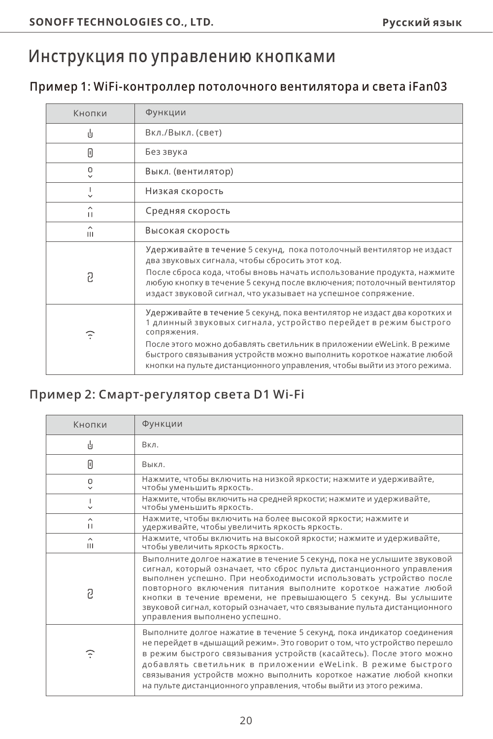# Инструкция по управлению кнопками

## Пример 1: WiFi-контроллер потолочного вентилятора и света iFan03

| Кнопки | Функции |
|---|---|
| ⏻ | Вкл./Выкл. (свет) |
| 🔇 | Без звука |
| 0 | Выкл. (вентилятор) |
| I | Низкая скорость |
| II | Средняя скорость |
| III | Высокая скорость |
| ⟲ | Удерживайте в течение 5 секунд, пока потолочный вентилятор не издаст два звуковых сигнала, чтобы сбросить этот код. После сброса кода, чтобы вновь начать использование продукта, нажмите любую кнопку в течение 5 секунд после включения; потолочный вентилятор издаст звуковой сигнал, что указывает на успешное сопряжение. |
| WiFi | Удерживайте в течение 5 секунд, пока вентилятор не издаст два коротких и 1 длинный звуковых сигнала, устройство перейдет в режим быстрого сопряжения. После этого можно добавлять светильник в приложении eWeLink. В режиме быстрого связывания устройств можно выполнить короткое нажатие любой кнопки на пульте дистанционного управления, чтобы выйти из этого режима. |

## Пример 2: Смарт-регулятор света D1 Wi-Fi

| Кнопки | Функции |
|---|---|
| ⏻ | Вкл. |
| 🔇 | Выкл. |
| 0 | Нажмите, чтобы включить на низкой яркости; нажмите и удерживайте, чтобы уменьшить яркость. |
| I | Нажмите, чтобы включить на средней яркости; нажмите и удерживайте, чтобы уменьшить яркость. |
| II | Нажмите, чтобы включить на более высокой яркости; нажмите и удерживайте, чтобы увеличить яркость яркость. |
| III | Нажмите, чтобы включить на высокой яркости; нажмите и удерживайте, чтобы увеличить яркость яркость. |
| ⟲ | Выполните долгое нажатие в течение 5 секунд, пока не услышите звуковой сигнал, который означает, что сброс пульта дистанционного управления выполнен успешно. При необходимости использовать устройство после повторного включения питания выполните короткое нажатие любой кнопки в течение времени, не превышающего 5 секунд. Вы услышите звуковой сигнал, который означает, что связывание пульта дистанционного управления выполнено успешно. |
| WiFi | Выполните долгое нажатие в течение 5 секунд, пока индикатор соединения не перейдет в «дышащий режим». Это говорит о том, что устройство перешло в режим быстрого связывания устройств (касайтесь). После этого можно добавлять светильник в приложении eWeLink. В режиме быстрого связывания устройств можно выполнить короткое нажатие любой кнопки на пульте дистанционного управления, чтобы выйти из этого режима. |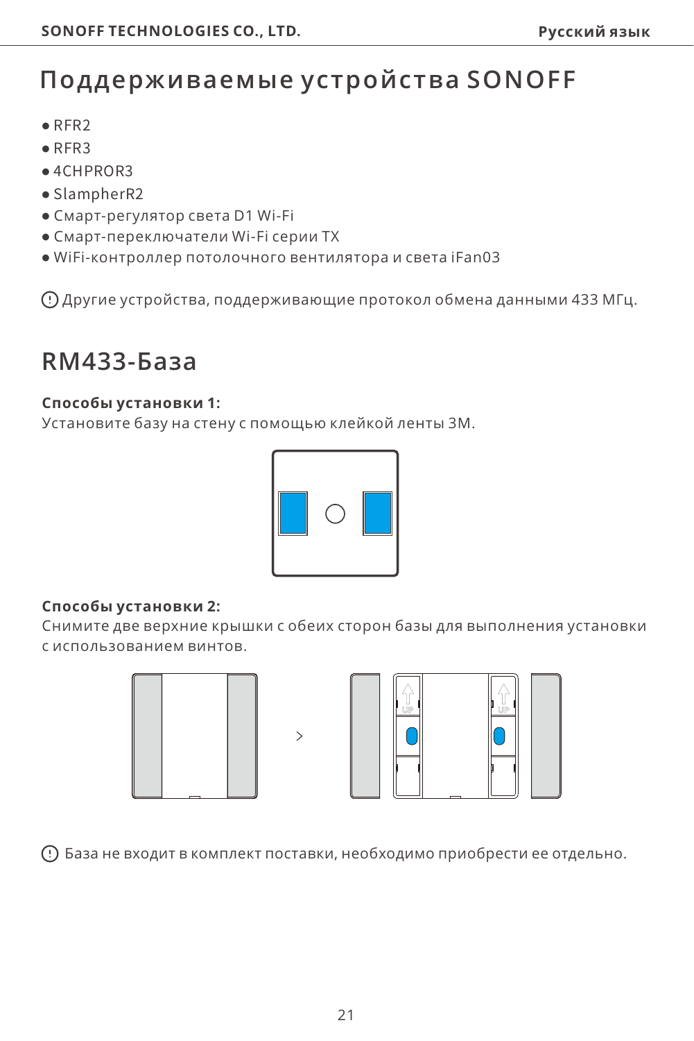# Поддерживаемые устройства SONOFF

- RFR2
- RFR3
- 4CHPROR3
- SlampherR2
- Смарт-регулятор света D1 Wi-Fi
- Смарт-переключатели Wi-Fi серии TX
- WiFi-контроллер потолочного вентилятора и света iFan03

Другие устройства, поддерживающие протокол обмена данными 433 МГц.

# RM433-База

**Способы установки 1:**
Установите базу на стену с помощью клейкой ленты 3М.

**Способы установки 2:**
Снимите две верхние крышки с обеих сторон базы для выполнения установки с использованием винтов.

База не входит в комплект поставки, необходимо приобрести ее отдельно.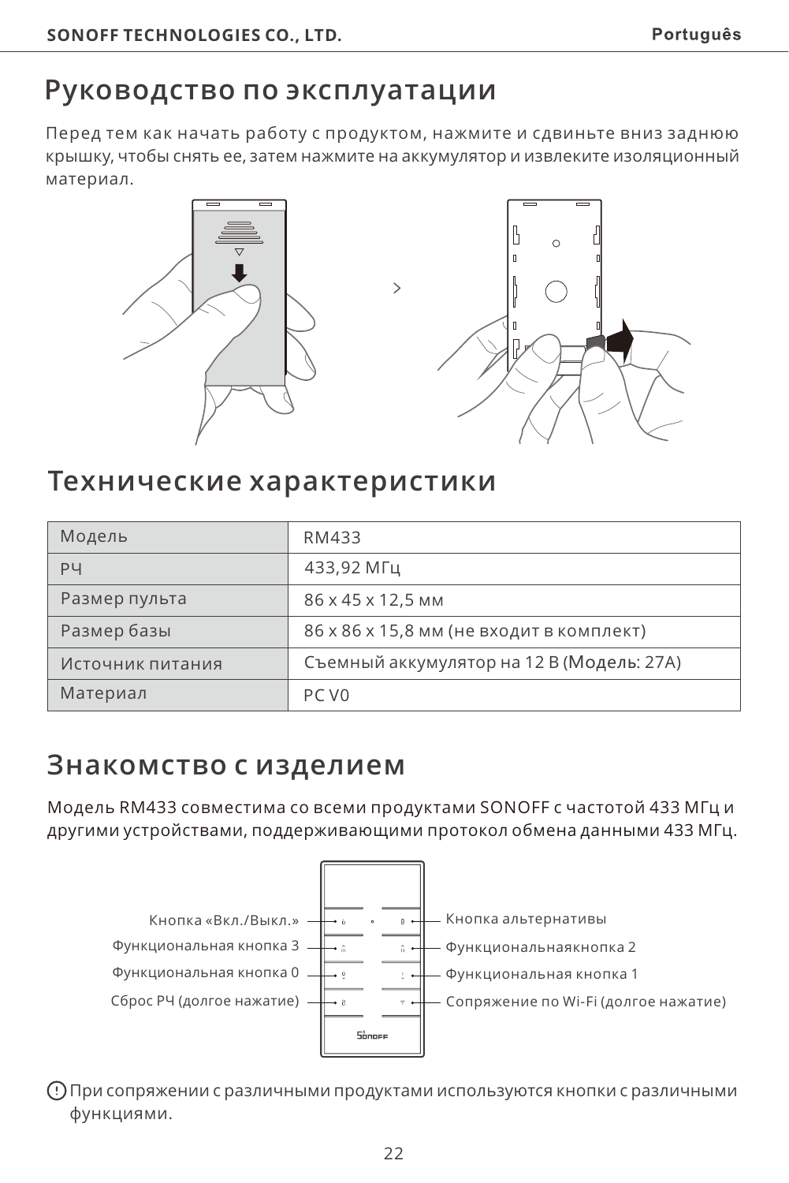# Руководство по эксплуатации

Перед тем как начать работу с продуктом, нажмите и сдвиньте вниз заднюю крышку, чтобы снять ее, затем нажмите на аккумулятор и извлеките изоляционный материал.

# Технические характеристики

| Модель | RM433 |
|---|---|
| РЧ | 433,92 МГц |
| Размер пульта | 86 x 45 x 12,5 мм |
| Размер базы | 86 x 86 x 15,8 мм (не входит в комплект) |
| Источник питания | Съемный аккумулятор на 12 В (Модель: 27A) |
| Материал | PC V0 |

# Знакомство с изделием

Модель RM433 совместима со всеми продуктами SONOFF с частотой 433 МГц и другими устройствами, поддерживающими протокол обмена данными 433 МГц.

- Кнопка «Вкл./Выкл.»
- Функциональная кнопка 3
- Функциональная кнопка 0
- Сброс РЧ (долгое нажатие)
- Кнопка альтернативы
- Функциональнаякнопка 2
- Функциональная кнопка 1
- Сопряжение по Wi-Fi (долгое нажатие)

При сопряжении с различными продуктами используются кнопки с различными функциями.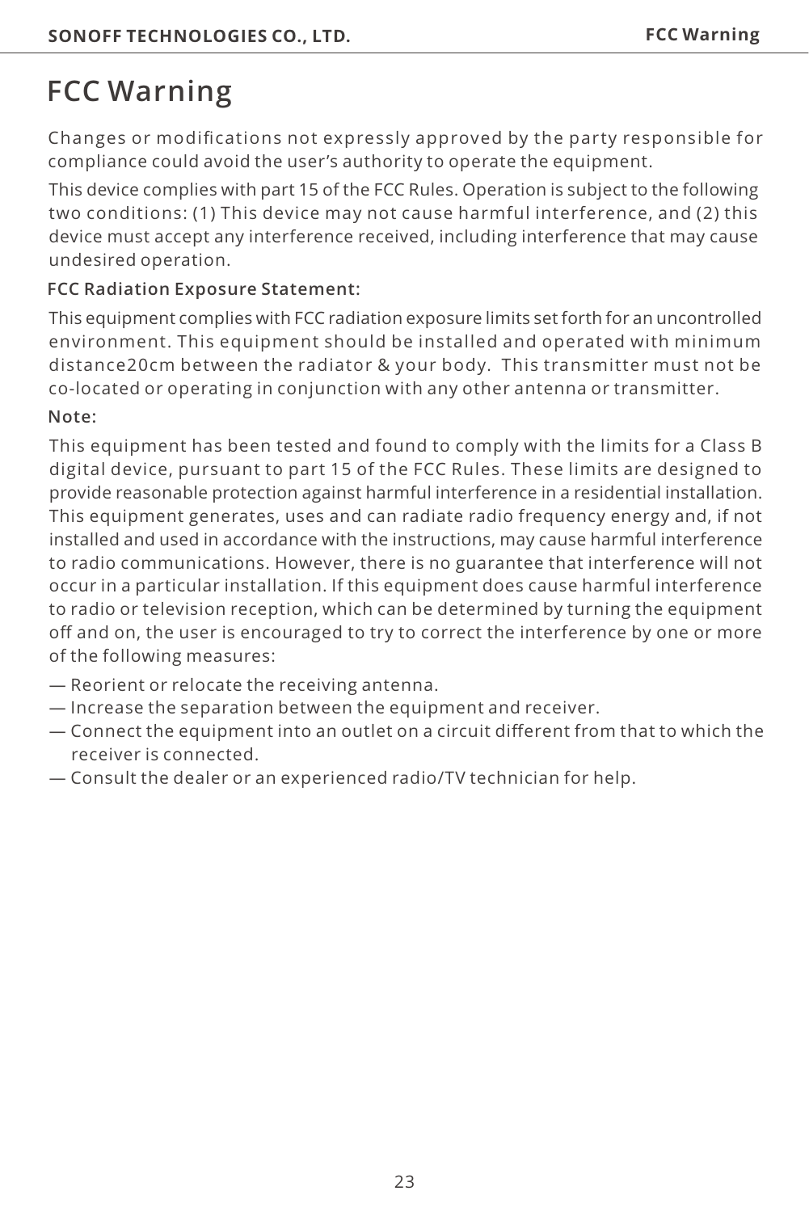# FCC Warning

Changes or modifications not expressly approved by the party responsible for compliance could avoid the user's authority to operate the equipment.

This device complies with part 15 of the FCC Rules. Operation is subject to the following two conditions: (1) This device may not cause harmful interference, and (2) this device must accept any interference received, including interference that may cause undesired operation.

**FCC Radiation Exposure Statement:**

This equipment complies with FCC radiation exposure limits set forth for an uncontrolled environment. This equipment should be installed and operated with minimum distance20cm between the radiator & your body. This transmitter must not be co-located or operating in conjunction with any other antenna or transmitter.

**Note:**

This equipment has been tested and found to comply with the limits for a Class B digital device, pursuant to part 15 of the FCC Rules. These limits are designed to provide reasonable protection against harmful interference in a residential installation. This equipment generates, uses and can radiate radio frequency energy and, if not installed and used in accordance with the instructions, may cause harmful interference to radio communications. However, there is no guarantee that interference will not occur in a particular installation. If this equipment does cause harmful interference to radio or television reception, which can be determined by turning the equipment off and on, the user is encouraged to try to correct the interference by one or more of the following measures:

— Reorient or relocate the receiving antenna.
— Increase the separation between the equipment and receiver.
— Connect the equipment into an outlet on a circuit different from that to which the receiver is connected.
— Consult the dealer or an experienced radio/TV technician for help.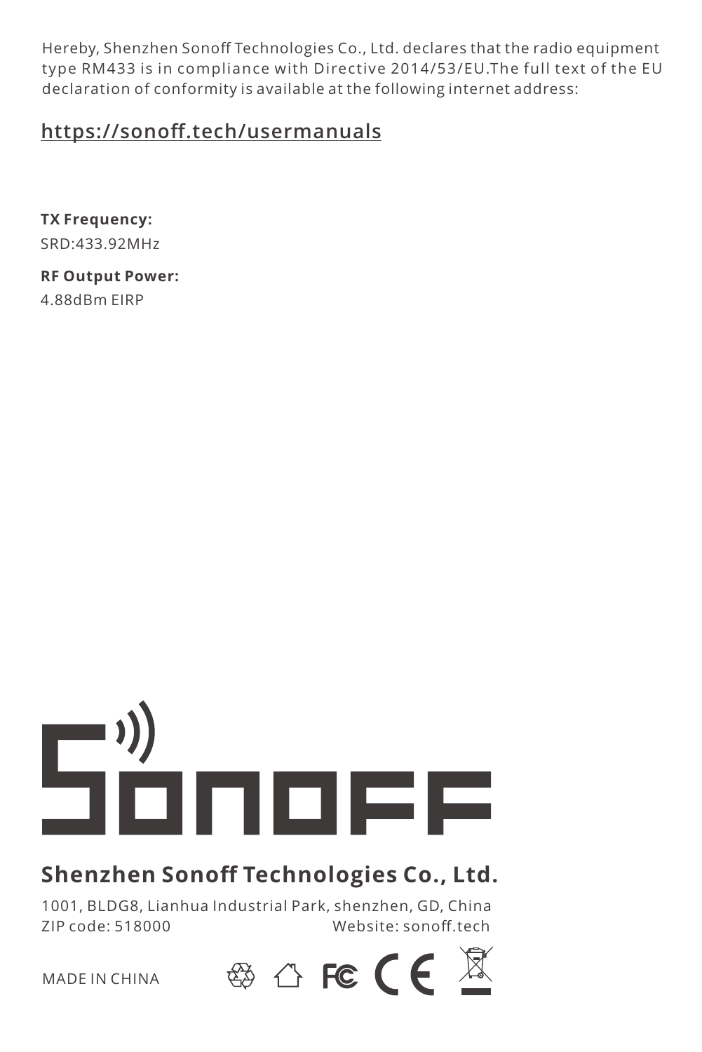Hereby, Shenzhen Sonoff Technologies Co., Ltd. declares that the radio equipment type RM433 is in compliance with Directive 2014/53/EU.The full text of the EU declaration of conformity is available at the following internet address:

https://sonoff.tech/usermanuals

**TX Frequency:**

SRD:433.92MHz

**RF Output Power:**

4.88dBm EIRP

**Shenzhen Sonoff Technologies Co., Ltd.**

1001, BLDG8, Lianhua Industrial Park, shenzhen, GD, China

ZIP code: 518000 Website: sonoff.tech

MADE IN CHINA